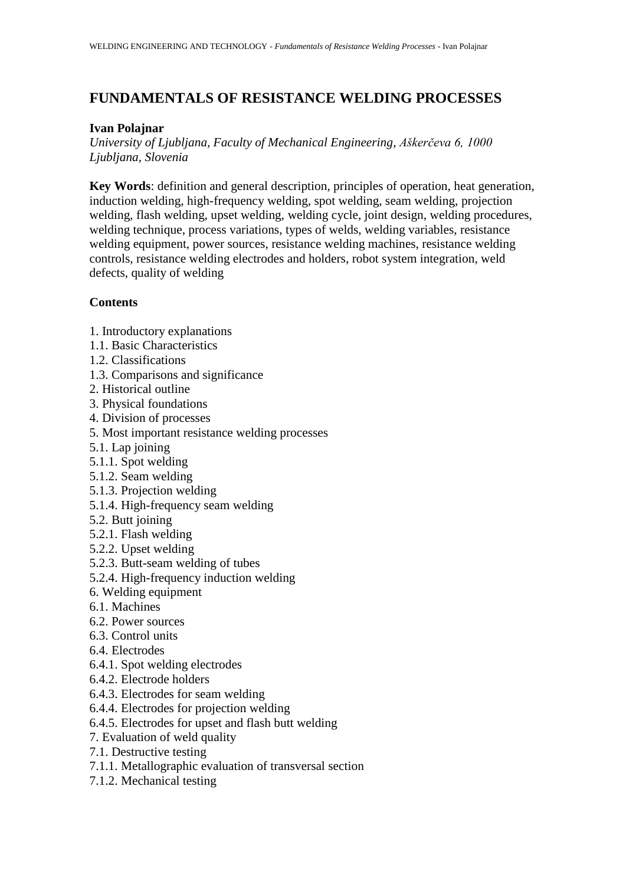# FUNDAMENTALS OF RESISTANCE WELDING PROCESSES

**Ivan Polajnar**

*University of Ljubljana, Faculty of Mechanical Engineering, Aškerčeva 6, 1000 Ljubljana, Slovenia*

**Key Words**: definition and general description, principles of operation, heat generation, induction welding, high-frequency welding, spot welding, seam welding, projection welding, flash welding, upset welding, welding cycle, joint design, welding procedures, welding technique, process variations, types of welds, welding variables, resistance welding equipment, power sources, resistance welding machines, resistance welding controls, resistance welding electrodes and holders, robot system integration, weld defects, quality of welding

**Contents**

1. Introductory explanations
1.1. Basic Characteristics
1.2. Classifications
1.3. Comparisons and significance
2. Historical outline
3. Physical foundations
4. Division of processes
5. Most important resistance welding processes
5.1. Lap joining
5.1.1. Spot welding
5.1.2. Seam welding
5.1.3. Projection welding
5.1.4. High-frequency seam welding
5.2. Butt joining
5.2.1. Flash welding
5.2.2. Upset welding
5.2.3. Butt-seam welding of tubes
5.2.4. High-frequency induction welding
6. Welding equipment
6.1. Machines
6.2. Power sources
6.3. Control units
6.4. Electrodes
6.4.1. Spot welding electrodes
6.4.2. Electrode holders
6.4.3. Electrodes for seam welding
6.4.4. Electrodes for projection welding
6.4.5. Electrodes for upset and flash butt welding
7. Evaluation of weld quality
7.1. Destructive testing
7.1.1. Metallographic evaluation of transversal section
7.1.2. Mechanical testing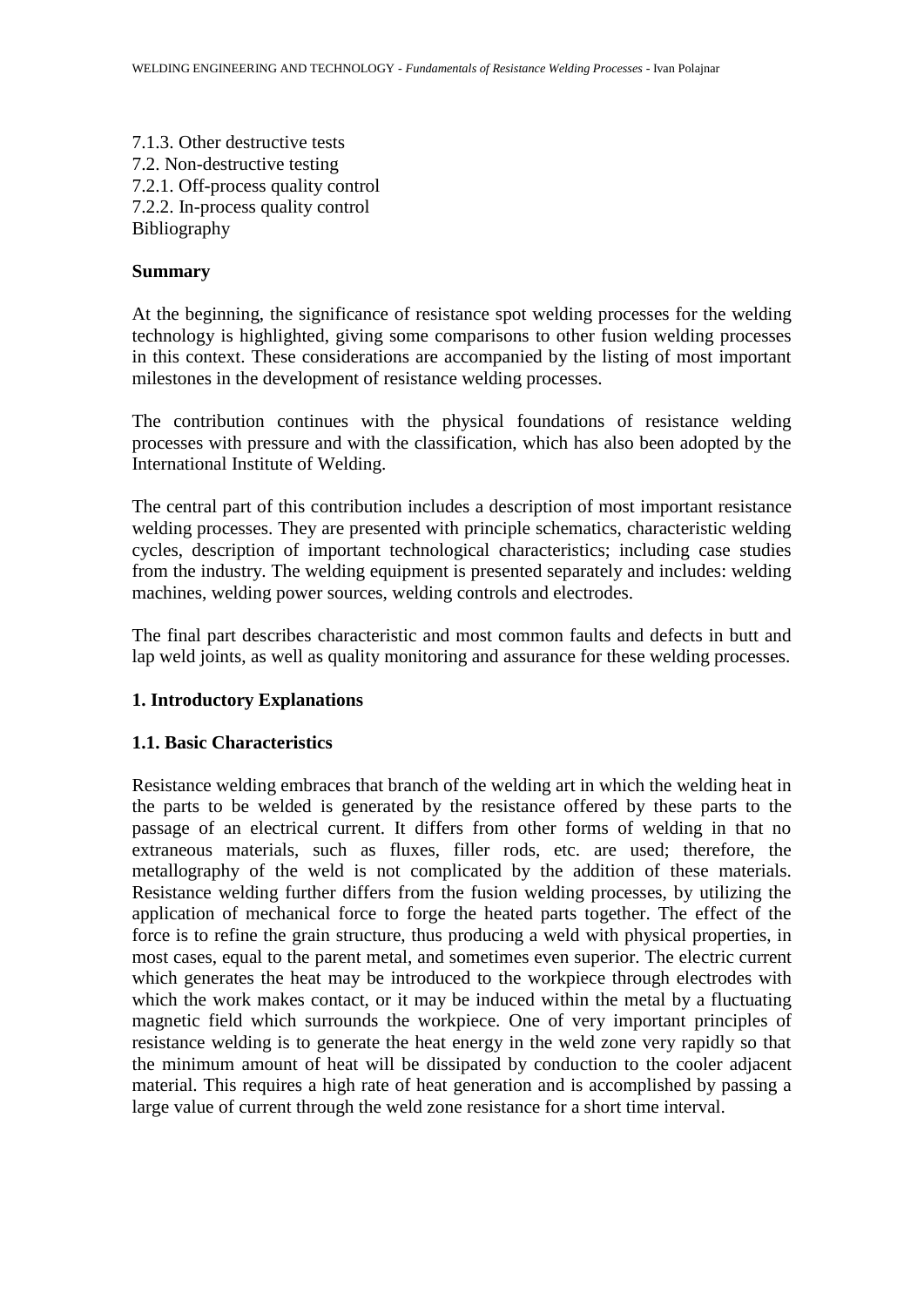7.1.3. Other destructive tests
7.2. Non-destructive testing
7.2.1. Off-process quality control
7.2.2. In-process quality control
Bibliography

**Summary**

At the beginning, the significance of resistance spot welding processes for the welding technology is highlighted, giving some comparisons to other fusion welding processes in this context. These considerations are accompanied by the listing of most important milestones in the development of resistance welding processes.

The contribution continues with the physical foundations of resistance welding processes with pressure and with the classification, which has also been adopted by the International Institute of Welding.

The central part of this contribution includes a description of most important resistance welding processes. They are presented with principle schematics, characteristic welding cycles, description of important technological characteristics; including case studies from the industry. The welding equipment is presented separately and includes: welding machines, welding power sources, welding controls and electrodes.

The final part describes characteristic and most common faults and defects in butt and lap weld joints, as well as quality monitoring and assurance for these welding processes.

## 1. Introductory Explanations

### 1.1. Basic Characteristics

Resistance welding embraces that branch of the welding art in which the welding heat in the parts to be welded is generated by the resistance offered by these parts to the passage of an electrical current. It differs from other forms of welding in that no extraneous materials, such as fluxes, filler rods, etc. are used; therefore, the metallography of the weld is not complicated by the addition of these materials. Resistance welding further differs from the fusion welding processes, by utilizing the application of mechanical force to forge the heated parts together. The effect of the force is to refine the grain structure, thus producing a weld with physical properties, in most cases, equal to the parent metal, and sometimes even superior. The electric current which generates the heat may be introduced to the workpiece through electrodes with which the work makes contact, or it may be induced within the metal by a fluctuating magnetic field which surrounds the workpiece. One of very important principles of resistance welding is to generate the heat energy in the weld zone very rapidly so that the minimum amount of heat will be dissipated by conduction to the cooler adjacent material. This requires a high rate of heat generation and is accomplished by passing a large value of current through the weld zone resistance for a short time interval.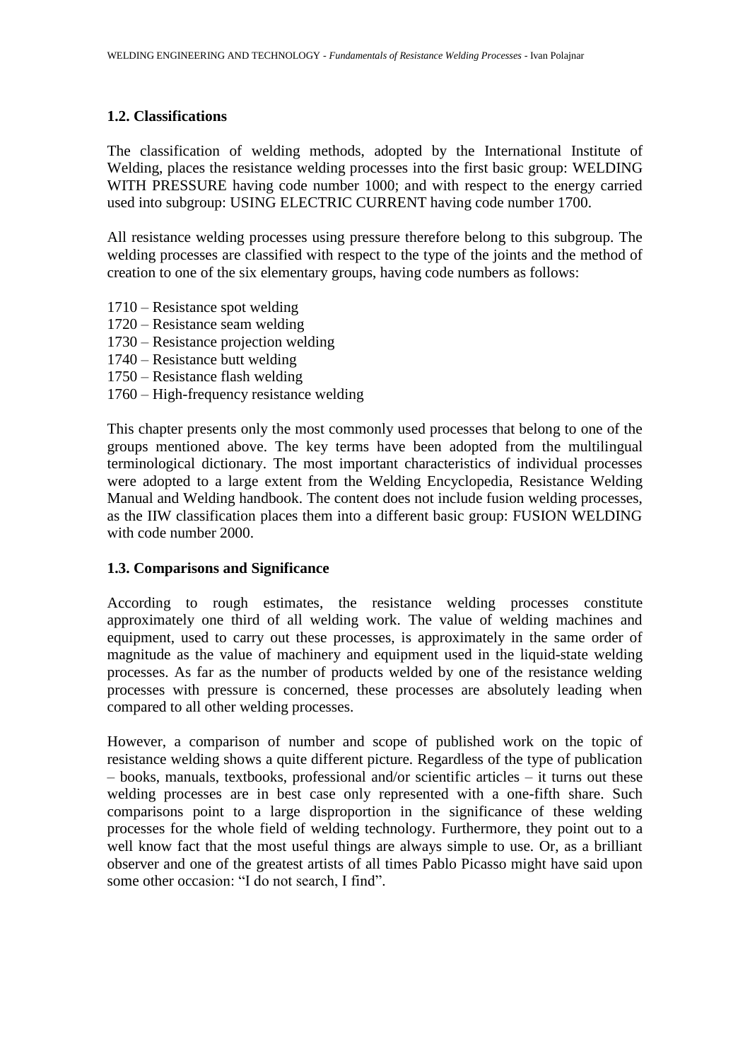## 1.2. Classifications

The classification of welding methods, adopted by the International Institute of Welding, places the resistance welding processes into the first basic group: WELDING WITH PRESSURE having code number 1000; and with respect to the energy carried used into subgroup: USING ELECTRIC CURRENT having code number 1700.

All resistance welding processes using pressure therefore belong to this subgroup. The welding processes are classified with respect to the type of the joints and the method of creation to one of the six elementary groups, having code numbers as follows:

1710 – Resistance spot welding
1720 – Resistance seam welding
1730 – Resistance projection welding
1740 – Resistance butt welding
1750 – Resistance flash welding
1760 – High-frequency resistance welding

This chapter presents only the most commonly used processes that belong to one of the groups mentioned above. The key terms have been adopted from the multilingual terminological dictionary. The most important characteristics of individual processes were adopted to a large extent from the Welding Encyclopedia, Resistance Welding Manual and Welding handbook. The content does not include fusion welding processes, as the IIW classification places them into a different basic group: FUSION WELDING with code number 2000.

## 1.3. Comparisons and Significance

According to rough estimates, the resistance welding processes constitute approximately one third of all welding work. The value of welding machines and equipment, used to carry out these processes, is approximately in the same order of magnitude as the value of machinery and equipment used in the liquid-state welding processes. As far as the number of products welded by one of the resistance welding processes with pressure is concerned, these processes are absolutely leading when compared to all other welding processes.

However, a comparison of number and scope of published work on the topic of resistance welding shows a quite different picture. Regardless of the type of publication – books, manuals, textbooks, professional and/or scientific articles – it turns out these welding processes are in best case only represented with a one-fifth share. Such comparisons point to a large disproportion in the significance of these welding processes for the whole field of welding technology. Furthermore, they point out to a well know fact that the most useful things are always simple to use. Or, as a brilliant observer and one of the greatest artists of all times Pablo Picasso might have said upon some other occasion: "I do not search, I find".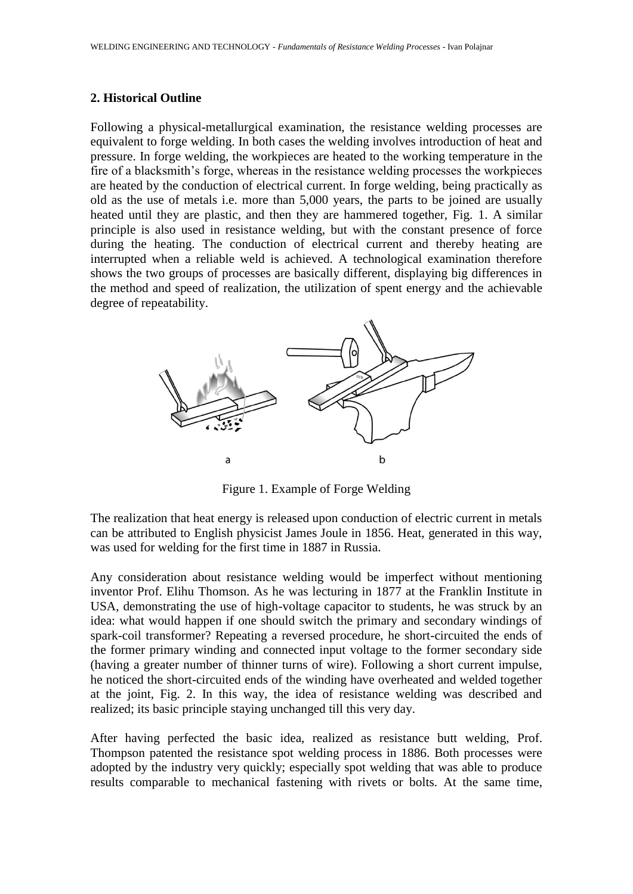## 2. Historical Outline

Following a physical-metallurgical examination, the resistance welding processes are equivalent to forge welding. In both cases the welding involves introduction of heat and pressure. In forge welding, the workpieces are heated to the working temperature in the fire of a blacksmith's forge, whereas in the resistance welding processes the workpieces are heated by the conduction of electrical current. In forge welding, being practically as old as the use of metals i.e. more than 5,000 years, the parts to be joined are usually heated until they are plastic, and then they are hammered together, Fig. 1. A similar principle is also used in resistance welding, but with the constant presence of force during the heating. The conduction of electrical current and thereby heating are interrupted when a reliable weld is achieved. A technological examination therefore shows the two groups of processes are basically different, displaying big differences in the method and speed of realization, the utilization of spent energy and the achievable degree of repeatability.

Figure 1. Example of Forge Welding

The realization that heat energy is released upon conduction of electric current in metals can be attributed to English physicist James Joule in 1856. Heat, generated in this way, was used for welding for the first time in 1887 in Russia.

Any consideration about resistance welding would be imperfect without mentioning inventor Prof. Elihu Thomson. As he was lecturing in 1877 at the Franklin Institute in USA, demonstrating the use of high-voltage capacitor to students, he was struck by an idea: what would happen if one should switch the primary and secondary windings of spark-coil transformer? Repeating a reversed procedure, he short-circuited the ends of the former primary winding and connected input voltage to the former secondary side (having a greater number of thinner turns of wire). Following a short current impulse, he noticed the short-circuited ends of the winding have overheated and welded together at the joint, Fig. 2. In this way, the idea of resistance welding was described and realized; its basic principle staying unchanged till this very day.

After having perfected the basic idea, realized as resistance butt welding, Prof. Thompson patented the resistance spot welding process in 1886. Both processes were adopted by the industry very quickly; especially spot welding that was able to produce results comparable to mechanical fastening with rivets or bolts. At the same time,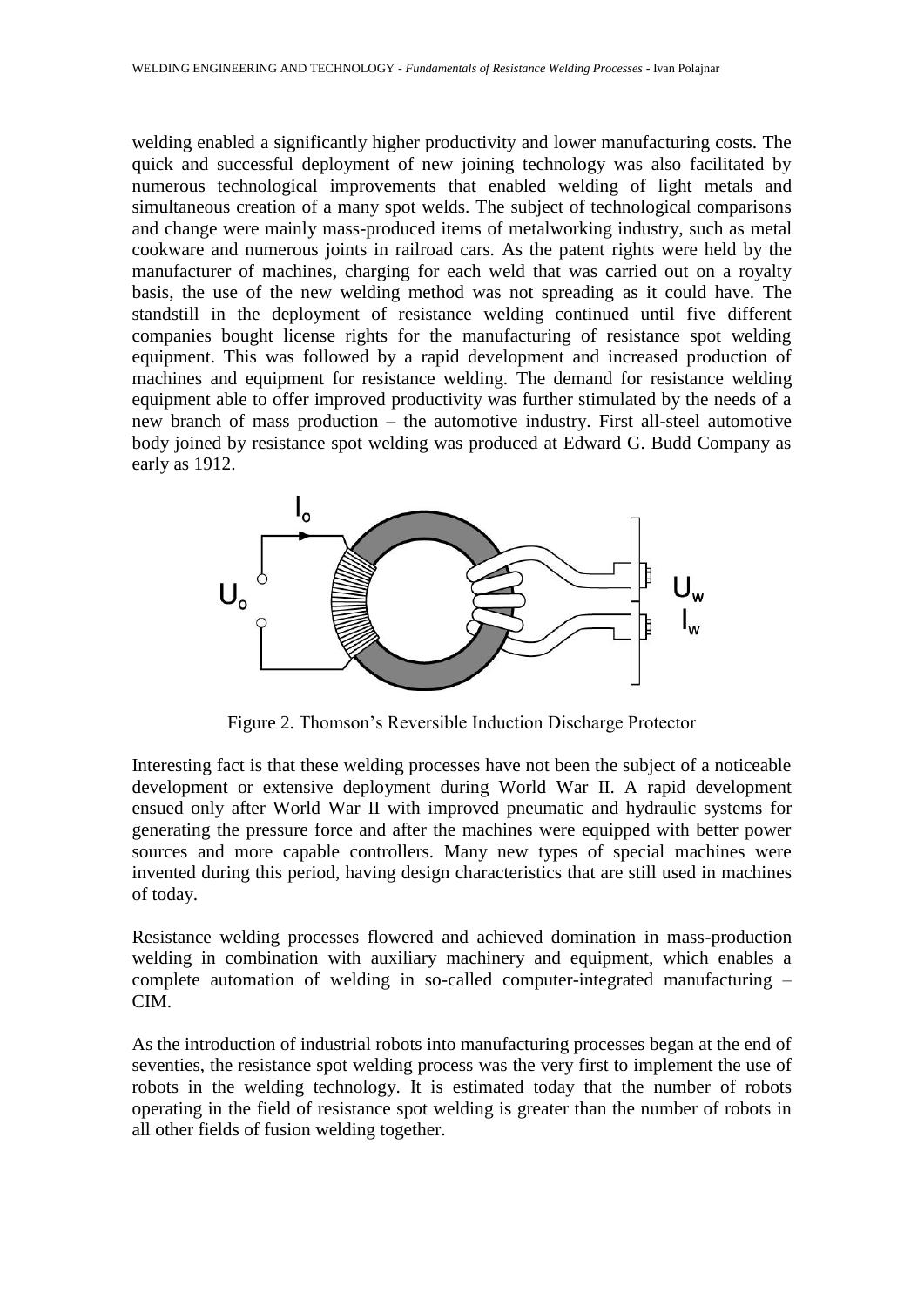welding enabled a significantly higher productivity and lower manufacturing costs. The quick and successful deployment of new joining technology was also facilitated by numerous technological improvements that enabled welding of light metals and simultaneous creation of a many spot welds. The subject of technological comparisons and change were mainly mass-produced items of metalworking industry, such as metal cookware and numerous joints in railroad cars. As the patent rights were held by the manufacturer of machines, charging for each weld that was carried out on a royalty basis, the use of the new welding method was not spreading as it could have. The standstill in the deployment of resistance welding continued until five different companies bought license rights for the manufacturing of resistance spot welding equipment. This was followed by a rapid development and increased production of machines and equipment for resistance welding. The demand for resistance welding equipment able to offer improved productivity was further stimulated by the needs of a new branch of mass production – the automotive industry. First all-steel automotive body joined by resistance spot welding was produced at Edward G. Budd Company as early as 1912.

Figure 2. Thomson's Reversible Induction Discharge Protector

Interesting fact is that these welding processes have not been the subject of a noticeable development or extensive deployment during World War II. A rapid development ensued only after World War II with improved pneumatic and hydraulic systems for generating the pressure force and after the machines were equipped with better power sources and more capable controllers. Many new types of special machines were invented during this period, having design characteristics that are still used in machines of today.

Resistance welding processes flowered and achieved domination in mass-production welding in combination with auxiliary machinery and equipment, which enables a complete automation of welding in so-called computer-integrated manufacturing – CIM.

As the introduction of industrial robots into manufacturing processes began at the end of seventies, the resistance spot welding process was the very first to implement the use of robots in the welding technology. It is estimated today that the number of robots operating in the field of resistance spot welding is greater than the number of robots in all other fields of fusion welding together.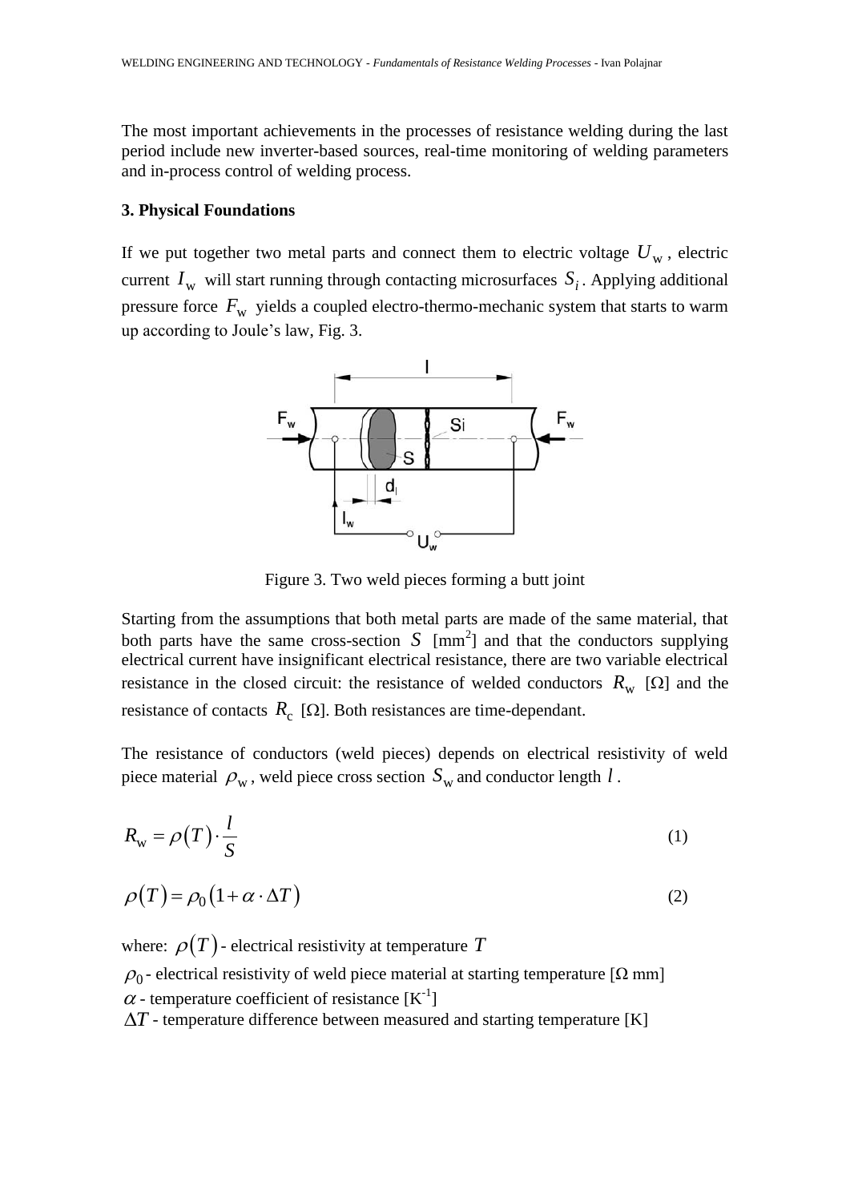The most important achievements in the processes of resistance welding during the last period include new inverter-based sources, real-time monitoring of welding parameters and in-process control of welding process.

### 3. Physical Foundations

If we put together two metal parts and connect them to electric voltage $U_{\mathrm{w}}$, electric current $I_{\mathrm{w}}$ will start running through contacting microsurfaces $S_i$. Applying additional pressure force $F_{\mathrm{w}}$ yields a coupled electro-thermo-mechanic system that starts to warm up according to Joule's law, Fig. 3.

Figure 3. Two weld pieces forming a butt joint

Starting from the assumptions that both metal parts are made of the same material, that both parts have the same cross-section $S$ [mm$^2$] and that the conductors supplying electrical current have insignificant electrical resistance, there are two variable electrical resistance in the closed circuit: the resistance of welded conductors $R_{\mathrm{w}}$ [Ω] and the resistance of contacts $R_{\mathrm{c}}$ [Ω]. Both resistances are time-dependant.

The resistance of conductors (weld pieces) depends on electrical resistivity of weld piece material $\rho_{\mathrm{w}}$, weld piece cross section $S_{\mathrm{w}}$ and conductor length $l$.

$$R_{\mathrm{w}} = \rho(T) \cdot \frac{l}{S} \tag{1}$$

$$\rho(T) = \rho_0 \left(1 + \alpha \cdot \Delta T\right) \tag{2}$$

where: $\rho(T)$ - electrical resistivity at temperature $T$

$\rho_0$ - electrical resistivity of weld piece material at starting temperature [Ω mm]

$\alpha$ - temperature coefficient of resistance [K$^{-1}$]

$\Delta T$ - temperature difference between measured and starting temperature [K]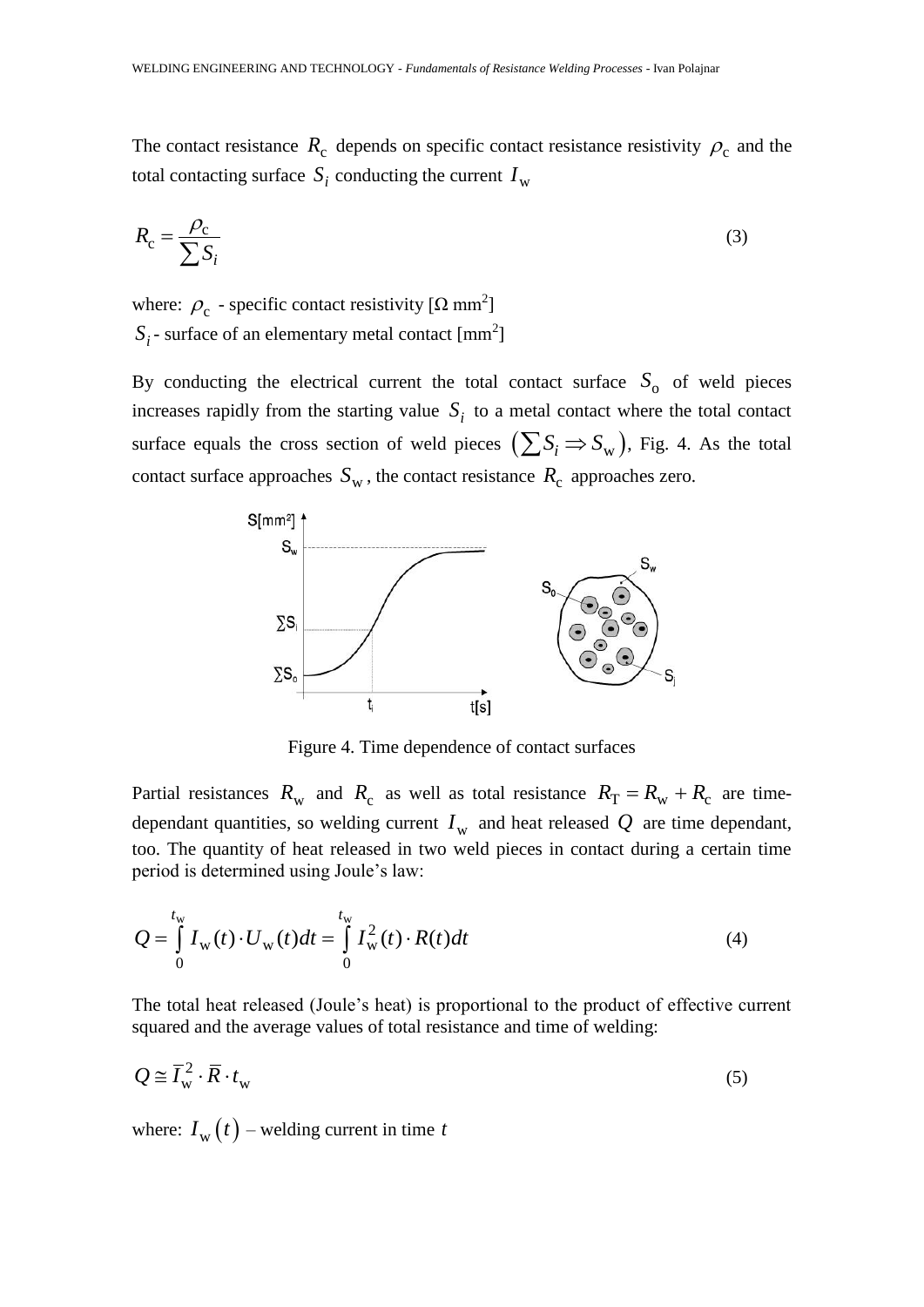The contact resistance $R_c$ depends on specific contact resistance resistivity $\rho_c$ and the total contacting surface $S_i$ conducting the current $I_w$

$$R_c = \frac{\rho_c}{\sum S_i} \tag{3}$$

where: $\rho_c$ - specific contact resistivity [$\Omega$ mm$^2$]
$S_i$ - surface of an elementary metal contact [mm$^2$]

By conducting the electrical current the total contact surface $S_o$ of weld pieces increases rapidly from the starting value $S_i$ to a metal contact where the total contact surface equals the cross section of weld pieces $\left(\sum S_i \Rightarrow S_w\right)$, Fig. 4. As the total contact surface approaches $S_w$, the contact resistance $R_c$ approaches zero.

Figure 4. Time dependence of contact surfaces

Partial resistances $R_w$ and $R_c$ as well as total resistance $R_T = R_w + R_c$ are time-dependant quantities, so welding current $I_w$ and heat released $Q$ are time dependant, too. The quantity of heat released in two weld pieces in contact during a certain time period is determined using Joule's law:

$$Q = \int_0^{t_w} I_w(t) \cdot U_w(t) dt = \int_0^{t_w} I_w^2(t) \cdot R(t) dt \tag{4}$$

The total heat released (Joule's heat) is proportional to the product of effective current squared and the average values of total resistance and time of welding:

$$Q \cong \bar{I}_w^2 \cdot \bar{R} \cdot t_w \tag{5}$$

where: $I_w(t)$ – welding current in time $t$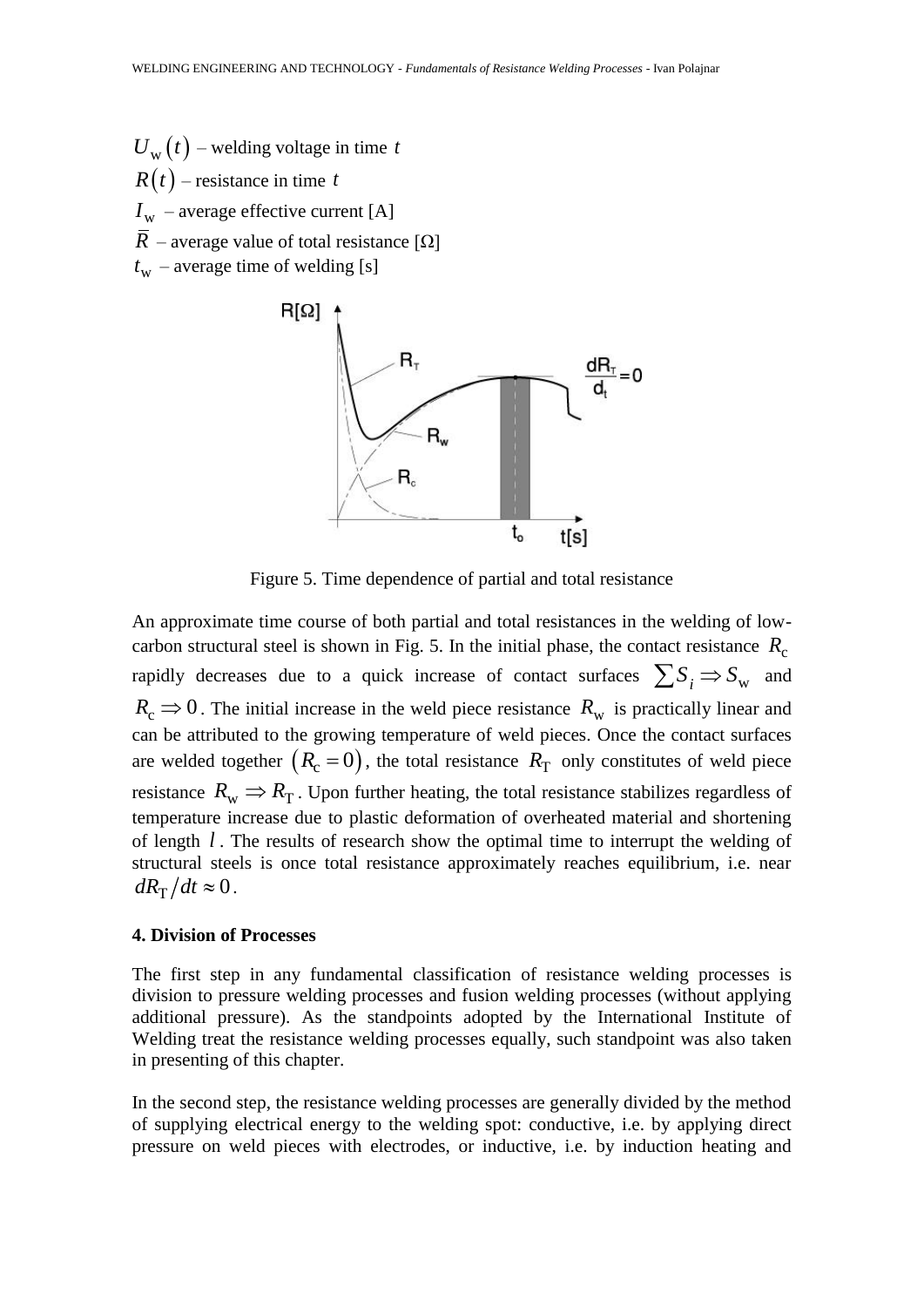$U_w(t)$ – welding voltage in time $t$

$R(t)$ – resistance in time $t$

$I_w$ – average effective current [A]

$\bar{R}$ – average value of total resistance [Ω]

$t_w$ – average time of welding [s]

Figure 5. Time dependence of partial and total resistance

An approximate time course of both partial and total resistances in the welding of low-carbon structural steel is shown in Fig. 5. In the initial phase, the contact resistance $R_c$ rapidly decreases due to a quick increase of contact surfaces $\sum S_i \Rightarrow S_w$ and $R_c \Rightarrow 0$. The initial increase in the weld piece resistance $R_w$ is practically linear and can be attributed to the growing temperature of weld pieces. Once the contact surfaces are welded together $(R_c = 0)$, the total resistance $R_T$ only constitutes of weld piece resistance $R_w \Rightarrow R_T$. Upon further heating, the total resistance stabilizes regardless of temperature increase due to plastic deformation of overheated material and shortening of length $l$. The results of research show the optimal time to interrupt the welding of structural steels is once total resistance approximately reaches equilibrium, i.e. near $dR_T/dt \approx 0$.

## 4. Division of Processes

The first step in any fundamental classification of resistance welding processes is division to pressure welding processes and fusion welding processes (without applying additional pressure). As the standpoints adopted by the International Institute of Welding treat the resistance welding processes equally, such standpoint was also taken in presenting of this chapter.

In the second step, the resistance welding processes are generally divided by the method of supplying electrical energy to the welding spot: conductive, i.e. by applying direct pressure on weld pieces with electrodes, or inductive, i.e. by induction heating and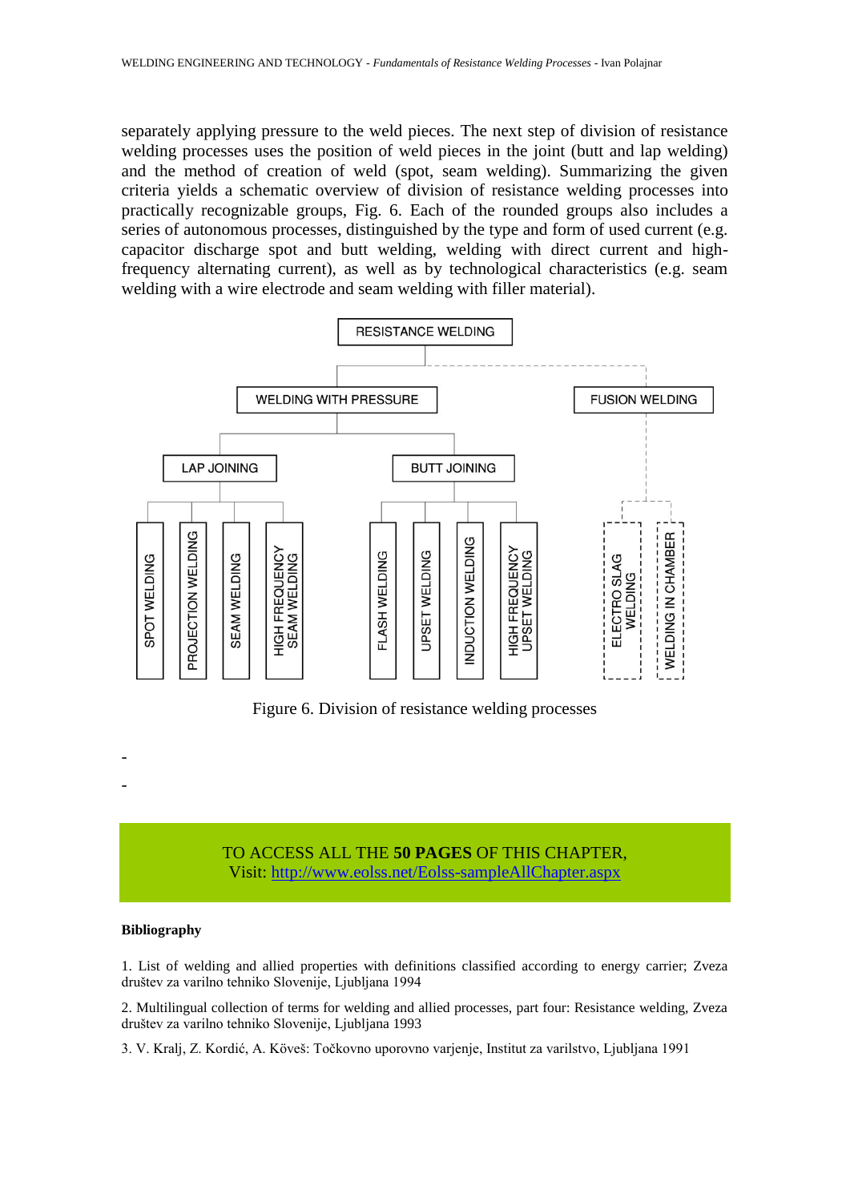separately applying pressure to the weld pieces. The next step of division of resistance welding processes uses the position of weld pieces in the joint (butt and lap welding) and the method of creation of weld (spot, seam welding). Summarizing the given criteria yields a schematic overview of division of resistance welding processes into practically recognizable groups, Fig. 6. Each of the rounded groups also includes a series of autonomous processes, distinguished by the type and form of used current (e.g. capacitor discharge spot and butt welding, welding with direct current and high-frequency alternating current), as well as by technological characteristics (e.g. seam welding with a wire electrode and seam welding with filler material).

- RESISTANCE WELDING
  - WELDING WITH PRESSURE
    - LAP JOINING
      - SPOT WELDING
      - PROJECTION WELDING
      - SEAM WELDING
      - HIGH FREQUENCY SEAM WELDING
    - BUTT JOINING
      - FLASH WELDING
      - UPSET WELDING
      - INDUCTION WELDING
      - HIGH FREQUENCY UPSET WELDING
  - FUSION WELDING
    - ELECTRO SLAG WELDING
    - WELDING IN CHAMBER

Figure 6. Division of resistance welding processes

-

-

TO ACCESS ALL THE **50 PAGES** OF THIS CHAPTER,
Visit: http://www.eolss.net/Eolss-sampleAllChapter.aspx

**Bibliography**

1. List of welding and allied properties with definitions classified according to energy carrier; Zveza društev za varilno tehniko Slovenije, Ljubljana 1994

2. Multilingual collection of terms for welding and allied processes, part four: Resistance welding, Zveza društev za varilno tehniko Slovenije, Ljubljana 1993

3. V. Kralj, Z. Kordić, A. Köveš: Točkovno uporovno varjenje, Institut za varilstvo, Ljubljana 1991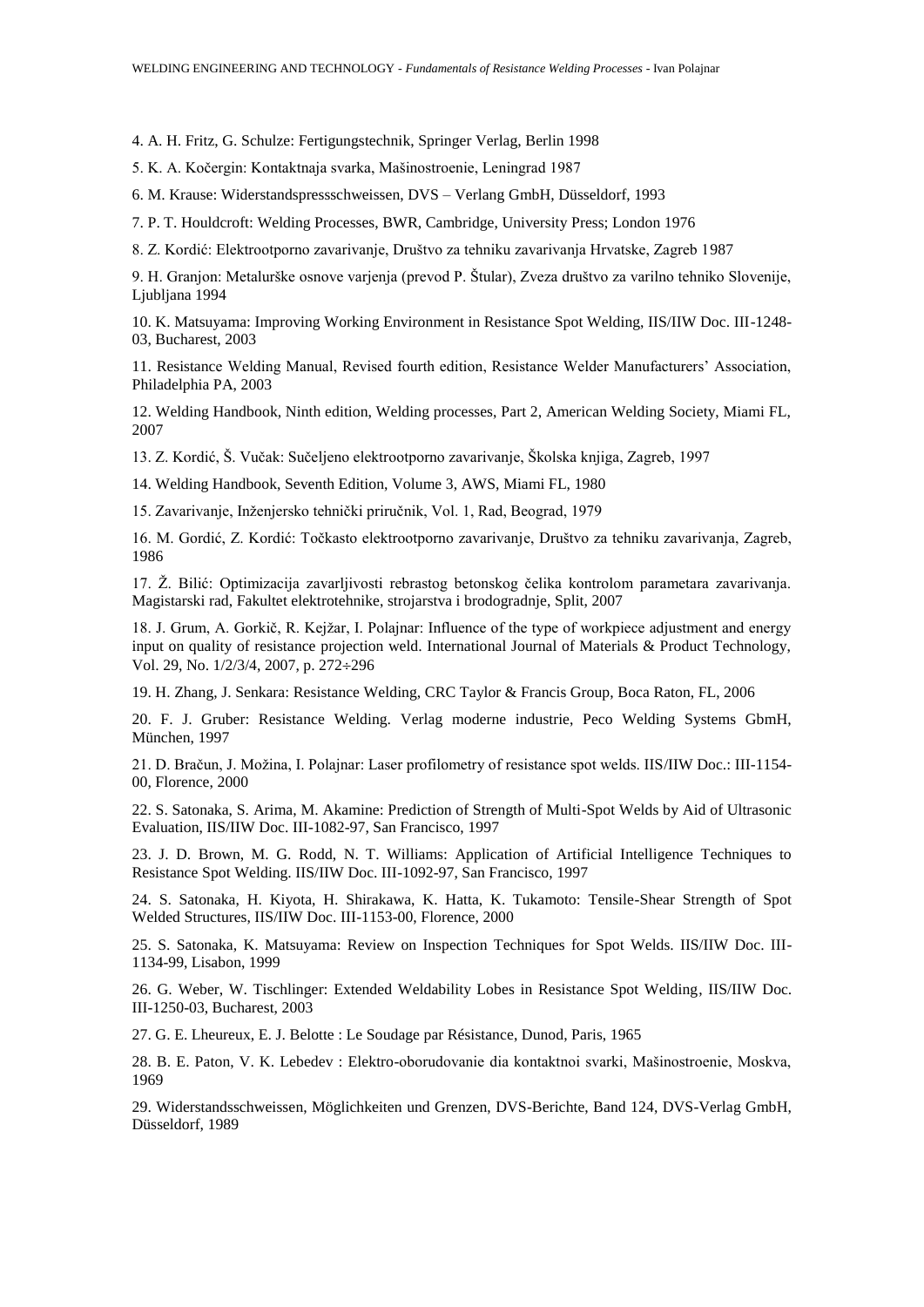4. A. H. Fritz, G. Schulze: Fertigungstechnik, Springer Verlag, Berlin 1998

5. K. A. Kočergin: Kontaktnaja svarka, Mašinostroenie, Leningrad 1987

6. M. Krause: Widerstandspressschweissen, DVS – Verlang GmbH, Düsseldorf, 1993

7. P. T. Houldcroft: Welding Processes, BWR, Cambridge, University Press; London 1976

8. Z. Kordić: Elektrootporno zavarivanje, Društvo za tehniku zavarivanja Hrvatske, Zagreb 1987

9. H. Granjon: Metalurške osnove varjenja (prevod P. Štular), Zveza društvo za varilno tehniko Slovenije, Ljubljana 1994

10. K. Matsuyama: Improving Working Environment in Resistance Spot Welding, IIS/IIW Doc. III-1248-03, Bucharest, 2003

11. Resistance Welding Manual, Revised fourth edition, Resistance Welder Manufacturers' Association, Philadelphia PA, 2003

12. Welding Handbook, Ninth edition, Welding processes, Part 2, American Welding Society, Miami FL, 2007

13. Z. Kordić, Š. Vučak: Sučeljeno elektrootporno zavarivanje, Školska knjiga, Zagreb, 1997

14. Welding Handbook, Seventh Edition, Volume 3, AWS, Miami FL, 1980

15. Zavarivanje, Inženjersko tehnički priručnik, Vol. 1, Rad, Beograd, 1979

16. M. Gordić, Z. Kordić: Točkasto elektrootporno zavarivanje, Društvo za tehniku zavarivanja, Zagreb, 1986

17. Ž. Bilić: Optimizacija zavarljivosti rebrastog betonskog čelika kontrolom parametara zavarivanja. Magistarski rad, Fakultet elektrotehnike, strojarstva i brodogradnje, Split, 2007

18. J. Grum, A. Gorkič, R. Kejžar, I. Polajnar: Influence of the type of workpiece adjustment and energy input on quality of resistance projection weld. International Journal of Materials & Product Technology, Vol. 29, No. 1/2/3/4, 2007, p. 272÷296

19. H. Zhang, J. Senkara: Resistance Welding, CRC Taylor & Francis Group, Boca Raton, FL, 2006

20. F. J. Gruber: Resistance Welding. Verlag moderne industrie, Peco Welding Systems GbmH, München, 1997

21. D. Bračun, J. Možina, I. Polajnar: Laser profilometry of resistance spot welds. IIS/IIW Doc.: III-1154-00, Florence, 2000

22. S. Satonaka, S. Arima, M. Akamine: Prediction of Strength of Multi-Spot Welds by Aid of Ultrasonic Evaluation, IIS/IIW Doc. III-1082-97, San Francisco, 1997

23. J. D. Brown, M. G. Rodd, N. T. Williams: Application of Artificial Intelligence Techniques to Resistance Spot Welding. IIS/IIW Doc. III-1092-97, San Francisco, 1997

24. S. Satonaka, H. Kiyota, H. Shirakawa, K. Hatta, K. Tukamoto: Tensile-Shear Strength of Spot Welded Structures, IIS/IIW Doc. III-1153-00, Florence, 2000

25. S. Satonaka, K. Matsuyama: Review on Inspection Techniques for Spot Welds. IIS/IIW Doc. III-1134-99, Lisabon, 1999

26. G. Weber, W. Tischlinger: Extended Weldability Lobes in Resistance Spot Welding, IIS/IIW Doc. III-1250-03, Bucharest, 2003

27. G. E. Lheureux, E. J. Belotte : Le Soudage par Résistance, Dunod, Paris, 1965

28. B. E. Paton, V. K. Lebedev : Elektro-oborudovanie dia kontaktnoi svarki, Mašinostroenie, Moskva, 1969

29. Widerstandsschweissen, Möglichkeiten und Grenzen, DVS-Berichte, Band 124, DVS-Verlag GmbH, Düsseldorf, 1989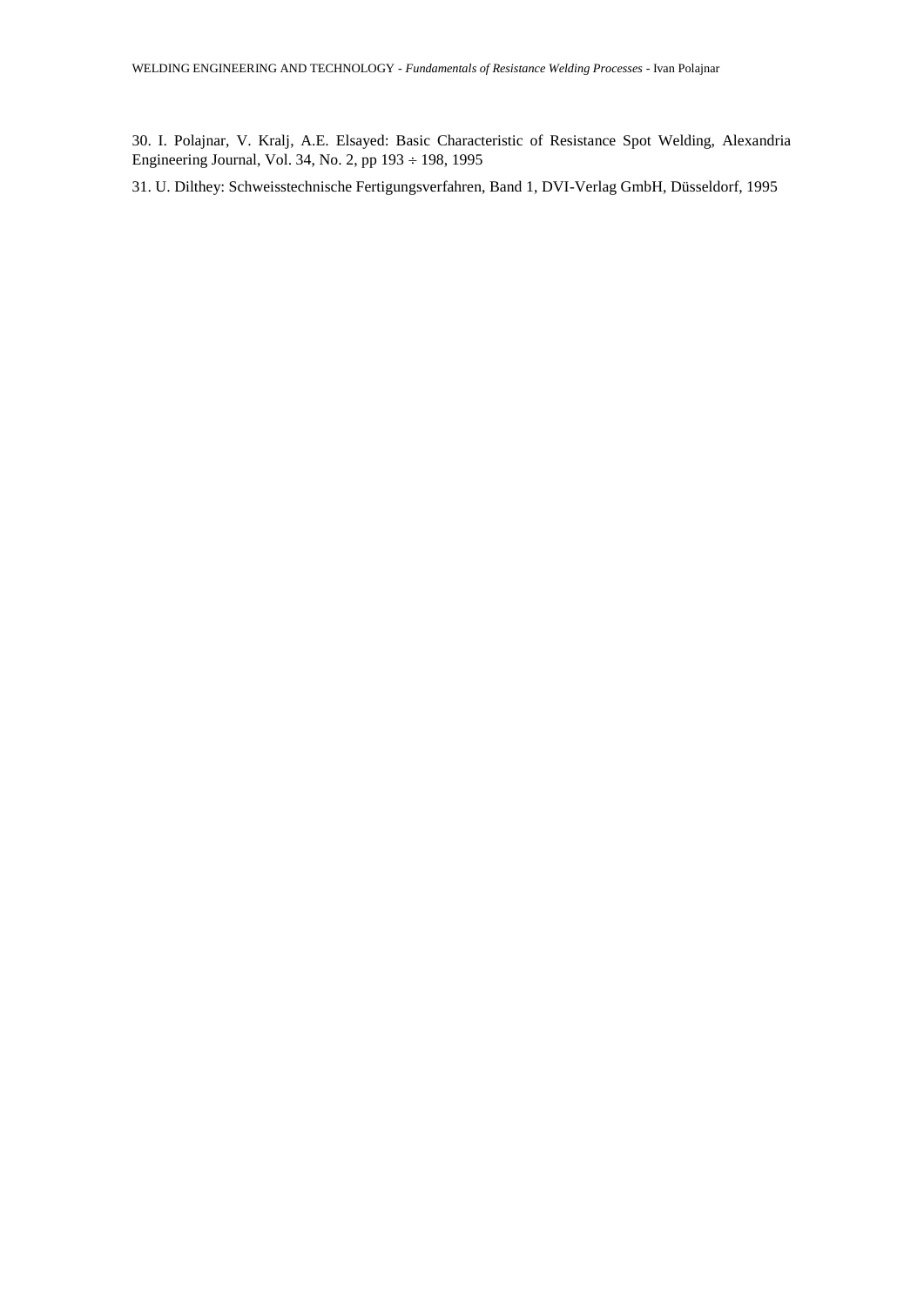30. I. Polajnar, V. Kralj, A.E. Elsayed: Basic Characteristic of Resistance Spot Welding, Alexandria Engineering Journal, Vol. 34, No. 2, pp 193 ÷ 198, 1995

31. U. Dilthey: Schweisstechnische Fertigungsverfahren, Band 1, DVI-Verlag GmbH, Düsseldorf, 1995